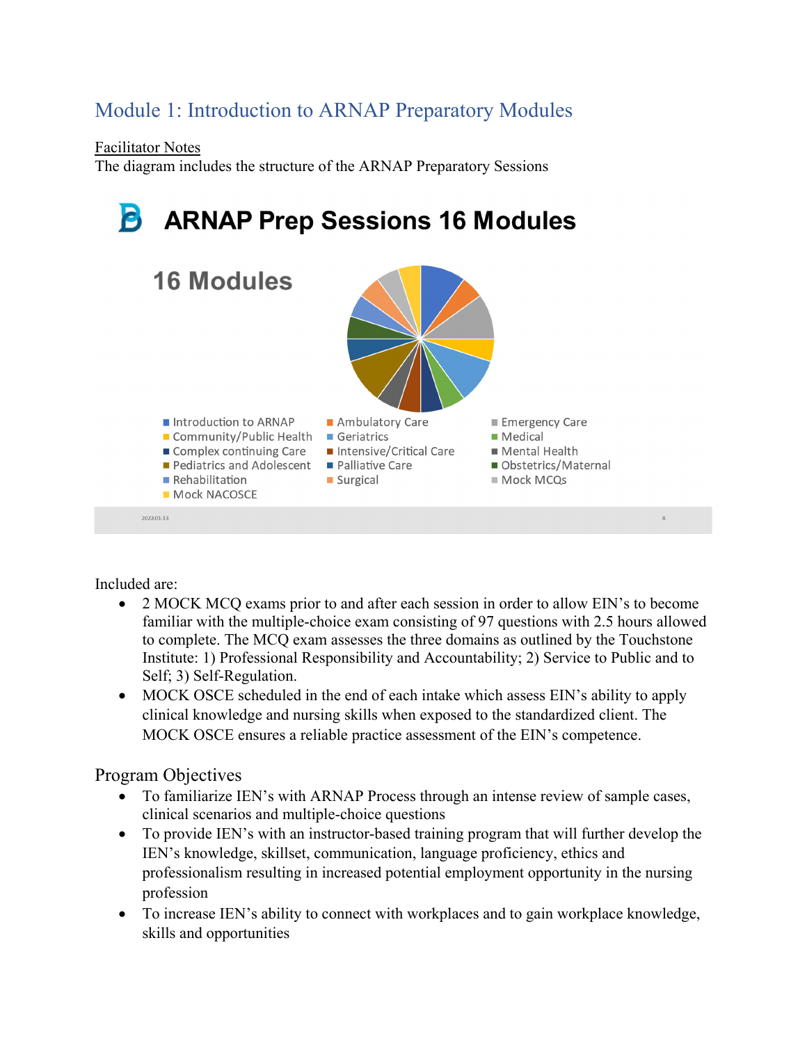# Module 1: Introduction to ARNAP Preparatory Modules

<u>Facilitator Notes</u>

The diagram includes the structure of the ARNAP Preparatory Sessions

## ARNAP Prep Sessions 16 Modules

**16 Modules**

- Introduction to ARNAP
- Ambulatory Care
- Emergency Care
- Community/Public Health
- Geriatrics
- Medical
- Complex continuing Care
- Intensive/Critical Care
- Mental Health
- Pediatrics and Adolescent
- Palliative Care
- Obstetrics/Maternal
- Rehabilitation
- Surgical
- Mock MCQs
- Mock NACOSCE

2022-01-13

Included are:

- 2 MOCK MCQ exams prior to and after each session in order to allow EIN's to become familiar with the multiple-choice exam consisting of 97 questions with 2.5 hours allowed to complete. The MCQ exam assesses the three domains as outlined by the Touchstone Institute: 1) Professional Responsibility and Accountability; 2) Service to Public and to Self; 3) Self-Regulation.
- MOCK OSCE scheduled in the end of each intake which assess EIN's ability to apply clinical knowledge and nursing skills when exposed to the standardized client. The MOCK OSCE ensures a reliable practice assessment of the EIN's competence.

## Program Objectives

- To familiarize IEN's with ARNAP Process through an intense review of sample cases, clinical scenarios and multiple-choice questions
- To provide IEN's with an instructor-based training program that will further develop the IEN's knowledge, skillset, communication, language proficiency, ethics and professionalism resulting in increased potential employment opportunity in the nursing profession
- To increase IEN's ability to connect with workplaces and to gain workplace knowledge, skills and opportunities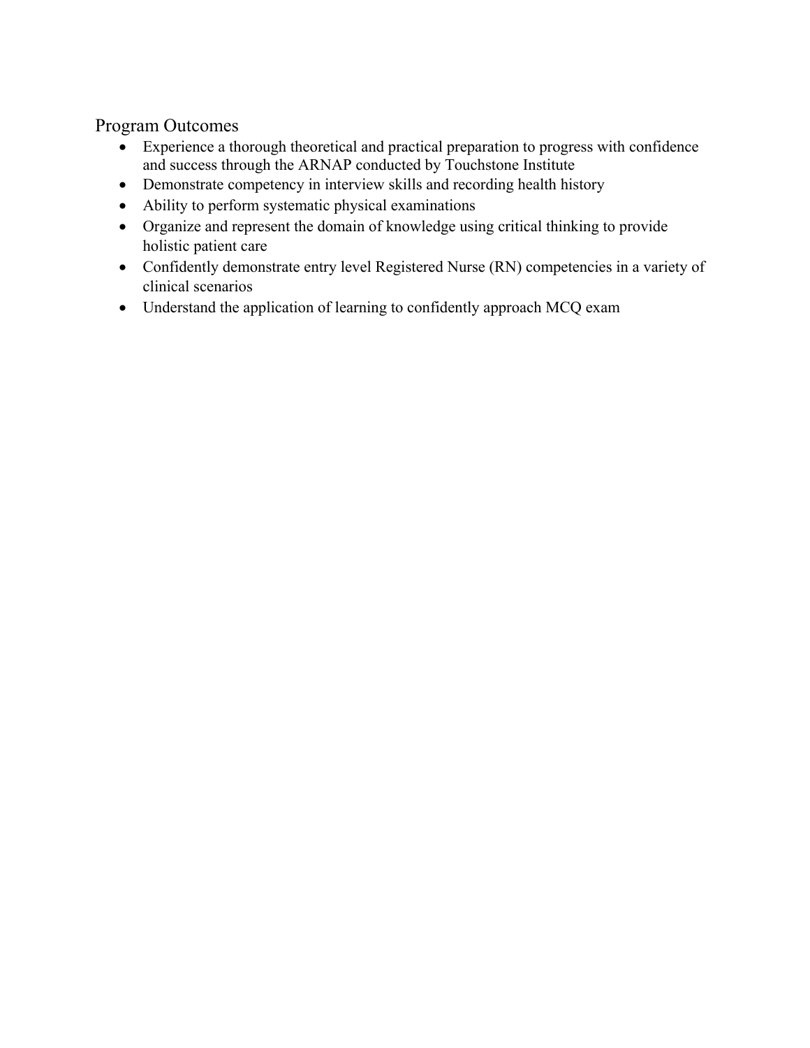## Program Outcomes

- Experience a thorough theoretical and practical preparation to progress with confidence and success through the ARNAP conducted by Touchstone Institute
- Demonstrate competency in interview skills and recording health history
- Ability to perform systematic physical examinations
- Organize and represent the domain of knowledge using critical thinking to provide holistic patient care
- Confidently demonstrate entry level Registered Nurse (RN) competencies in a variety of clinical scenarios
- Understand the application of learning to confidently approach MCQ exam